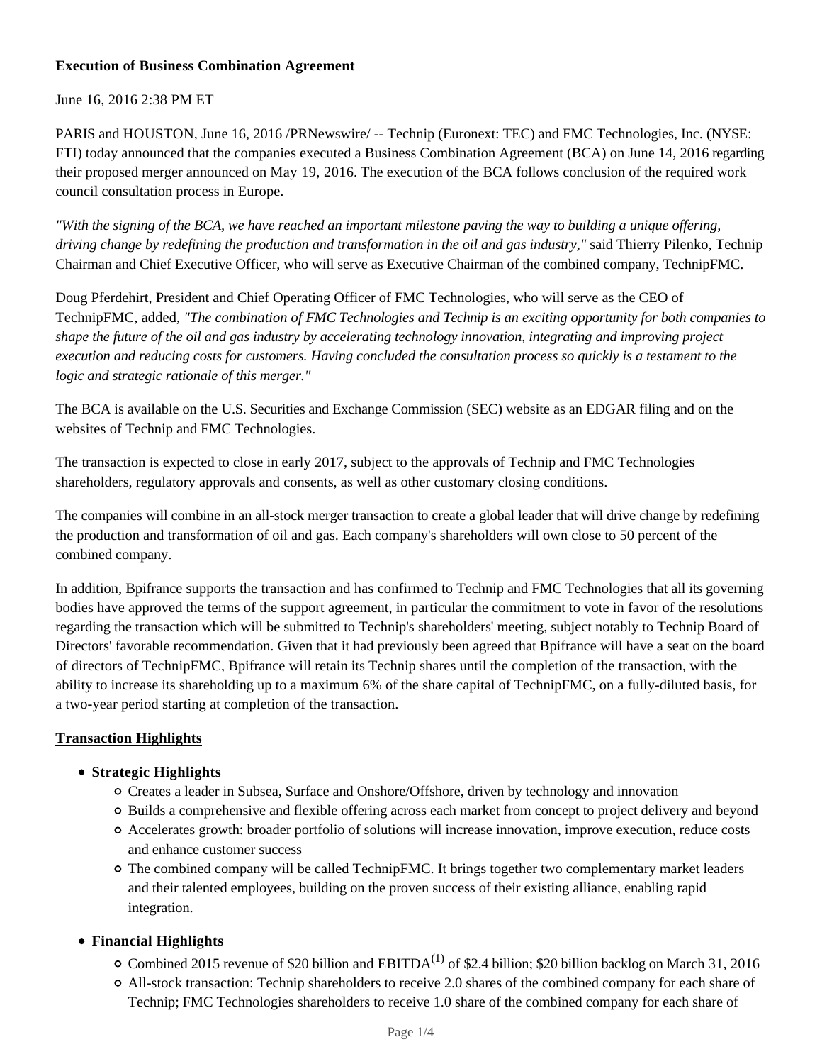**Execution of Business Combination Agreement**

June 16, 2016 2:38 PM ET

PARIS and HOUSTON, June 16, 2016 /PRNewswire/ -- Technip (Euronext: TEC) and FMC Technologies, Inc. (NYSE: FTI) today announced that the companies executed a Business Combination Agreement (BCA) on June 14, 2016 regarding their proposed merger announced on May 19, 2016. The execution of the BCA follows conclusion of the required work council consultation process in Europe.

*"With the signing of the BCA, we have reached an important milestone paving the way to building a unique offering, driving change by redefining the production and transformation in the oil and gas industry,"* said Thierry Pilenko, Technip Chairman and Chief Executive Officer, who will serve as Executive Chairman of the combined company, TechnipFMC.

Doug Pferdehirt, President and Chief Operating Officer of FMC Technologies, who will serve as the CEO of TechnipFMC, added, *"The combination of FMC Technologies and Technip is an exciting opportunity for both companies to shape the future of the oil and gas industry by accelerating technology innovation, integrating and improving project execution and reducing costs for customers. Having concluded the consultation process so quickly is a testament to the logic and strategic rationale of this merger."*

The BCA is available on the U.S. Securities and Exchange Commission (SEC) website as an EDGAR filing and on the websites of Technip and FMC Technologies.

The transaction is expected to close in early 2017, subject to the approvals of Technip and FMC Technologies shareholders, regulatory approvals and consents, as well as other customary closing conditions.

The companies will combine in an all-stock merger transaction to create a global leader that will drive change by redefining the production and transformation of oil and gas. Each company's shareholders will own close to 50 percent of the combined company.

In addition, Bpifrance supports the transaction and has confirmed to Technip and FMC Technologies that all its governing bodies have approved the terms of the support agreement, in particular the commitment to vote in favor of the resolutions regarding the transaction which will be submitted to Technip's shareholders' meeting, subject notably to Technip Board of Directors' favorable recommendation. Given that it had previously been agreed that Bpifrance will have a seat on the board of directors of TechnipFMC, Bpifrance will retain its Technip shares until the completion of the transaction, with the ability to increase its shareholding up to a maximum 6% of the share capital of TechnipFMC, on a fully-diluted basis, for a two-year period starting at completion of the transaction.

**Transaction Highlights**

- **Strategic Highlights**
  - Creates a leader in Subsea, Surface and Onshore/Offshore, driven by technology and innovation
  - Builds a comprehensive and flexible offering across each market from concept to project delivery and beyond
  - Accelerates growth: broader portfolio of solutions will increase innovation, improve execution, reduce costs and enhance customer success
  - The combined company will be called TechnipFMC. It brings together two complementary market leaders and their talented employees, building on the proven success of their existing alliance, enabling rapid integration.
- **Financial Highlights**
  - Combined 2015 revenue of $20 billion and EBITDA[1] of $2.4 billion; $20 billion backlog on March 31, 2016
  - All-stock transaction: Technip shareholders to receive 2.0 shares of the combined company for each share of Technip; FMC Technologies shareholders to receive 1.0 share of the combined company for each share of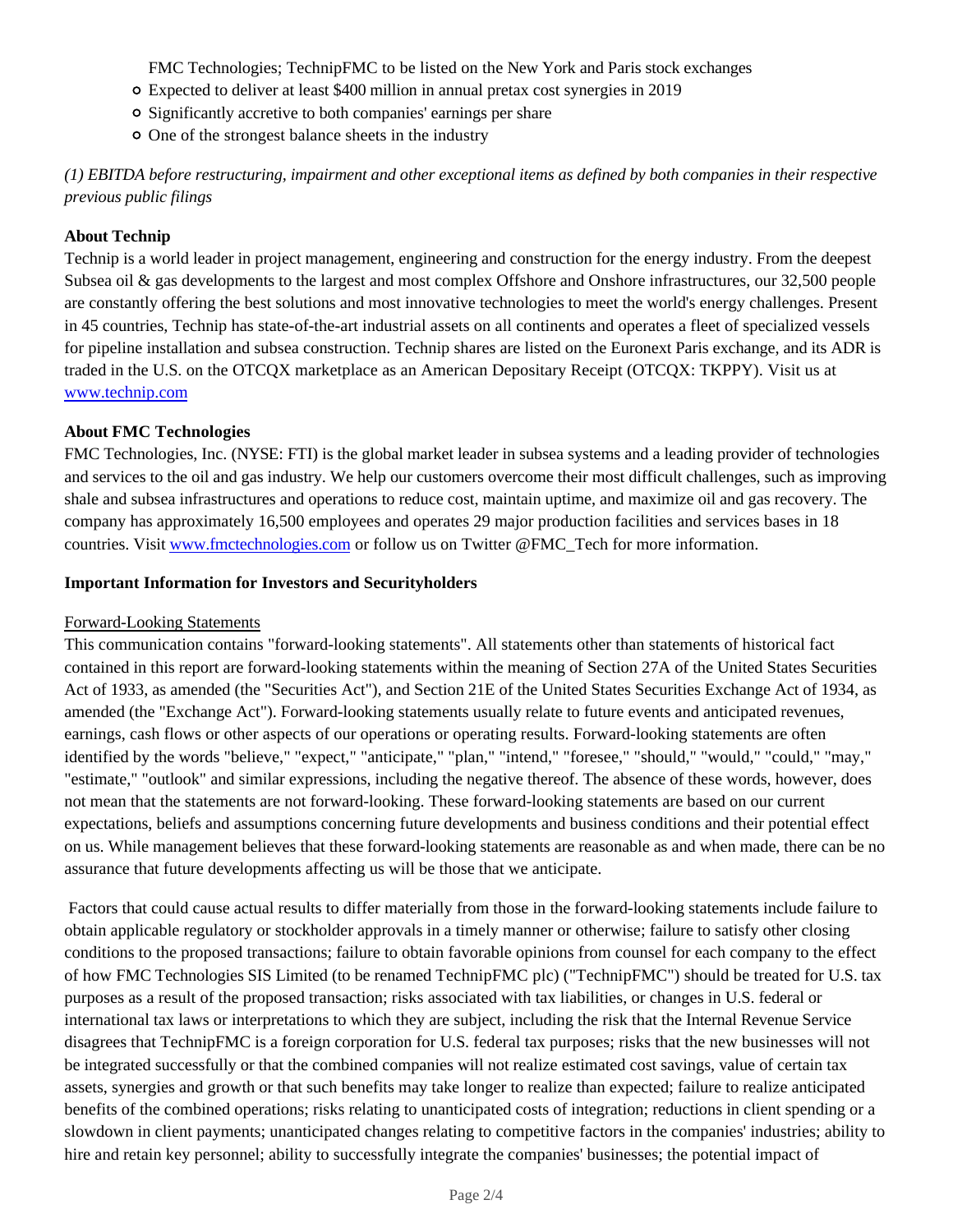FMC Technologies; TechnipFMC to be listed on the New York and Paris stock exchanges
  - Expected to deliver at least $400 million in annual pretax cost synergies in 2019
  - Significantly accretive to both companies' earnings per share
  - One of the strongest balance sheets in the industry

*(1) EBITDA before restructuring, impairment and other exceptional items as defined by both companies in their respective previous public filings*

**About Technip**

Technip is a world leader in project management, engineering and construction for the energy industry. From the deepest Subsea oil & gas developments to the largest and most complex Offshore and Onshore infrastructures, our 32,500 people are constantly offering the best solutions and most innovative technologies to meet the world's energy challenges. Present in 45 countries, Technip has state-of-the-art industrial assets on all continents and operates a fleet of specialized vessels for pipeline installation and subsea construction. Technip shares are listed on the Euronext Paris exchange, and its ADR is traded in the U.S. on the OTCQX marketplace as an American Depositary Receipt (OTCQX: TKPPY). Visit us at [www.technip.com](http://www.technip.com)

**About FMC Technologies**

FMC Technologies, Inc. (NYSE: FTI) is the global market leader in subsea systems and a leading provider of technologies and services to the oil and gas industry. We help our customers overcome their most difficult challenges, such as improving shale and subsea infrastructures and operations to reduce cost, maintain uptime, and maximize oil and gas recovery. The company has approximately 16,500 employees and operates 29 major production facilities and services bases in 18 countries. Visit [www.fmctechnologies.com](http://www.fmctechnologies.com) or follow us on Twitter @FMC_Tech for more information.

**Important Information for Investors and Securityholders**

Forward-Looking Statements

This communication contains "forward-looking statements". All statements other than statements of historical fact contained in this report are forward-looking statements within the meaning of Section 27A of the United States Securities Act of 1933, as amended (the "Securities Act"), and Section 21E of the United States Securities Exchange Act of 1934, as amended (the "Exchange Act"). Forward-looking statements usually relate to future events and anticipated revenues, earnings, cash flows or other aspects of our operations or operating results. Forward-looking statements are often identified by the words "believe," "expect," "anticipate," "plan," "intend," "foresee," "should," "would," "could," "may," "estimate," "outlook" and similar expressions, including the negative thereof. The absence of these words, however, does not mean that the statements are not forward-looking. These forward-looking statements are based on our current expectations, beliefs and assumptions concerning future developments and business conditions and their potential effect on us. While management believes that these forward-looking statements are reasonable as and when made, there can be no assurance that future developments affecting us will be those that we anticipate.

Factors that could cause actual results to differ materially from those in the forward-looking statements include failure to obtain applicable regulatory or stockholder approvals in a timely manner or otherwise; failure to satisfy other closing conditions to the proposed transactions; failure to obtain favorable opinions from counsel for each company to the effect of how FMC Technologies SIS Limited (to be renamed TechnipFMC plc) ("TechnipFMC") should be treated for U.S. tax purposes as a result of the proposed transaction; risks associated with tax liabilities, or changes in U.S. federal or international tax laws or interpretations to which they are subject, including the risk that the Internal Revenue Service disagrees that TechnipFMC is a foreign corporation for U.S. federal tax purposes; risks that the new businesses will not be integrated successfully or that the combined companies will not realize estimated cost savings, value of certain tax assets, synergies and growth or that such benefits may take longer to realize than expected; failure to realize anticipated benefits of the combined operations; risks relating to unanticipated costs of integration; reductions in client spending or a slowdown in client payments; unanticipated changes relating to competitive factors in the companies' industries; ability to hire and retain key personnel; ability to successfully integrate the companies' businesses; the potential impact of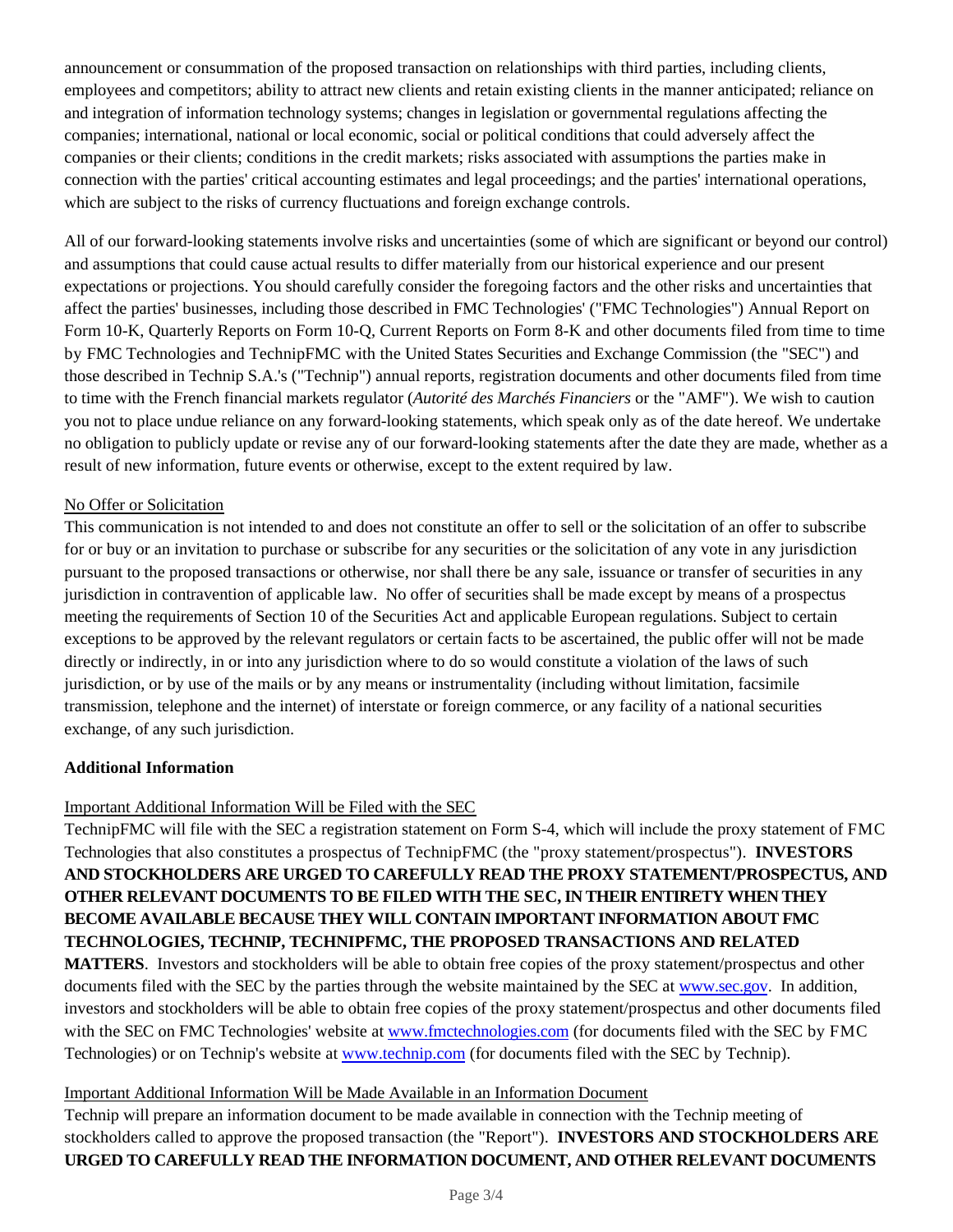announcement or consummation of the proposed transaction on relationships with third parties, including clients, employees and competitors; ability to attract new clients and retain existing clients in the manner anticipated; reliance on and integration of information technology systems; changes in legislation or governmental regulations affecting the companies; international, national or local economic, social or political conditions that could adversely affect the companies or their clients; conditions in the credit markets; risks associated with assumptions the parties make in connection with the parties' critical accounting estimates and legal proceedings; and the parties' international operations, which are subject to the risks of currency fluctuations and foreign exchange controls.

All of our forward-looking statements involve risks and uncertainties (some of which are significant or beyond our control) and assumptions that could cause actual results to differ materially from our historical experience and our present expectations or projections. You should carefully consider the foregoing factors and the other risks and uncertainties that affect the parties' businesses, including those described in FMC Technologies' ("FMC Technologies") Annual Report on Form 10-K, Quarterly Reports on Form 10-Q, Current Reports on Form 8-K and other documents filed from time to time by FMC Technologies and TechnipFMC with the United States Securities and Exchange Commission (the "SEC") and those described in Technip S.A.'s ("Technip") annual reports, registration documents and other documents filed from time to time with the French financial markets regulator (*Autorité des Marchés Financiers* or the "AMF"). We wish to caution you not to place undue reliance on any forward-looking statements, which speak only as of the date hereof. We undertake no obligation to publicly update or revise any of our forward-looking statements after the date they are made, whether as a result of new information, future events or otherwise, except to the extent required by law.

No Offer or Solicitation

This communication is not intended to and does not constitute an offer to sell or the solicitation of an offer to subscribe for or buy or an invitation to purchase or subscribe for any securities or the solicitation of any vote in any jurisdiction pursuant to the proposed transactions or otherwise, nor shall there be any sale, issuance or transfer of securities in any jurisdiction in contravention of applicable law. No offer of securities shall be made except by means of a prospectus meeting the requirements of Section 10 of the Securities Act and applicable European regulations. Subject to certain exceptions to be approved by the relevant regulators or certain facts to be ascertained, the public offer will not be made directly or indirectly, in or into any jurisdiction where to do so would constitute a violation of the laws of such jurisdiction, or by use of the mails or by any means or instrumentality (including without limitation, facsimile transmission, telephone and the internet) of interstate or foreign commerce, or any facility of a national securities exchange, of any such jurisdiction.

**Additional Information**

Important Additional Information Will be Filed with the SEC

TechnipFMC will file with the SEC a registration statement on Form S-4, which will include the proxy statement of FMC Technologies that also constitutes a prospectus of TechnipFMC (the "proxy statement/prospectus"). **INVESTORS AND STOCKHOLDERS ARE URGED TO CAREFULLY READ THE PROXY STATEMENT/PROSPECTUS, AND OTHER RELEVANT DOCUMENTS TO BE FILED WITH THE SEC, IN THEIR ENTIRETY WHEN THEY BECOME AVAILABLE BECAUSE THEY WILL CONTAIN IMPORTANT INFORMATION ABOUT FMC TECHNOLOGIES, TECHNIP, TECHNIPFMC, THE PROPOSED TRANSACTIONS AND RELATED MATTERS**. Investors and stockholders will be able to obtain free copies of the proxy statement/prospectus and other documents filed with the SEC by the parties through the website maintained by the SEC at www.sec.gov. In addition, investors and stockholders will be able to obtain free copies of the proxy statement/prospectus and other documents filed with the SEC on FMC Technologies' website at www.fmctechnologies.com (for documents filed with the SEC by FMC Technologies) or on Technip's website at www.technip.com (for documents filed with the SEC by Technip).

Important Additional Information Will be Made Available in an Information Document

Technip will prepare an information document to be made available in connection with the Technip meeting of stockholders called to approve the proposed transaction (the "Report"). **INVESTORS AND STOCKHOLDERS ARE URGED TO CAREFULLY READ THE INFORMATION DOCUMENT, AND OTHER RELEVANT DOCUMENTS**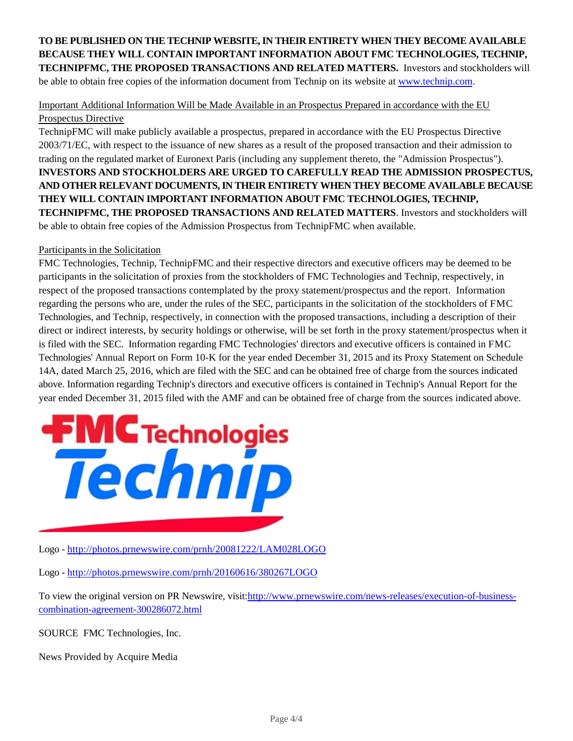**TO BE PUBLISHED ON THE TECHNIP WEBSITE, IN THEIR ENTIRETY WHEN THEY BECOME AVAILABLE BECAUSE THEY WILL CONTAIN IMPORTANT INFORMATION ABOUT FMC TECHNOLOGIES, TECHNIP, TECHNIPFMC, THE PROPOSED TRANSACTIONS AND RELATED MATTERS.** Investors and stockholders will be able to obtain free copies of the information document from Technip on its website at [www.technip.com](http://www.technip.com).

Important Additional Information Will be Made Available in an Prospectus Prepared in accordance with the EU Prospectus Directive

TechnipFMC will make publicly available a prospectus, prepared in accordance with the EU Prospectus Directive 2003/71/EC, with respect to the issuance of new shares as a result of the proposed transaction and their admission to trading on the regulated market of Euronext Paris (including any supplement thereto, the "Admission Prospectus"). **INVESTORS AND STOCKHOLDERS ARE URGED TO CAREFULLY READ THE ADMISSION PROSPECTUS, AND OTHER RELEVANT DOCUMENTS, IN THEIR ENTIRETY WHEN THEY BECOME AVAILABLE BECAUSE THEY WILL CONTAIN IMPORTANT INFORMATION ABOUT FMC TECHNOLOGIES, TECHNIP, TECHNIPFMC, THE PROPOSED TRANSACTIONS AND RELATED MATTERS**. Investors and stockholders will be able to obtain free copies of the Admission Prospectus from TechnipFMC when available.

Participants in the Solicitation

FMC Technologies, Technip, TechnipFMC and their respective directors and executive officers may be deemed to be participants in the solicitation of proxies from the stockholders of FMC Technologies and Technip, respectively, in respect of the proposed transactions contemplated by the proxy statement/prospectus and the report. Information regarding the persons who are, under the rules of the SEC, participants in the solicitation of the stockholders of FMC Technologies, and Technip, respectively, in connection with the proposed transactions, including a description of their direct or indirect interests, by security holdings or otherwise, will be set forth in the proxy statement/prospectus when it is filed with the SEC. Information regarding FMC Technologies' directors and executive officers is contained in FMC Technologies' Annual Report on Form 10-K for the year ended December 31, 2015 and its Proxy Statement on Schedule 14A, dated March 25, 2016, which are filed with the SEC and can be obtained free of charge from the sources indicated above. Information regarding Technip's directors and executive officers is contained in Technip's Annual Report for the year ended December 31, 2015 filed with the AMF and can be obtained free of charge from the sources indicated above.

FMC Technologies

Technip

Logo - [http://photos.prnewswire.com/prnh/20081222/LAM028LOGO](http://photos.prnewswire.com/prnh/20081222/LAM028LOGO)

Logo - [http://photos.prnewswire.com/prnh/20160616/380267LOGO](http://photos.prnewswire.com/prnh/20160616/380267LOGO)

To view the original version on PR Newswire, visit:[http://www.prnewswire.com/news-releases/execution-of-business-combination-agreement-300286072.html](http://www.prnewswire.com/news-releases/execution-of-business-combination-agreement-300286072.html)

SOURCE FMC Technologies, Inc.

News Provided by Acquire Media